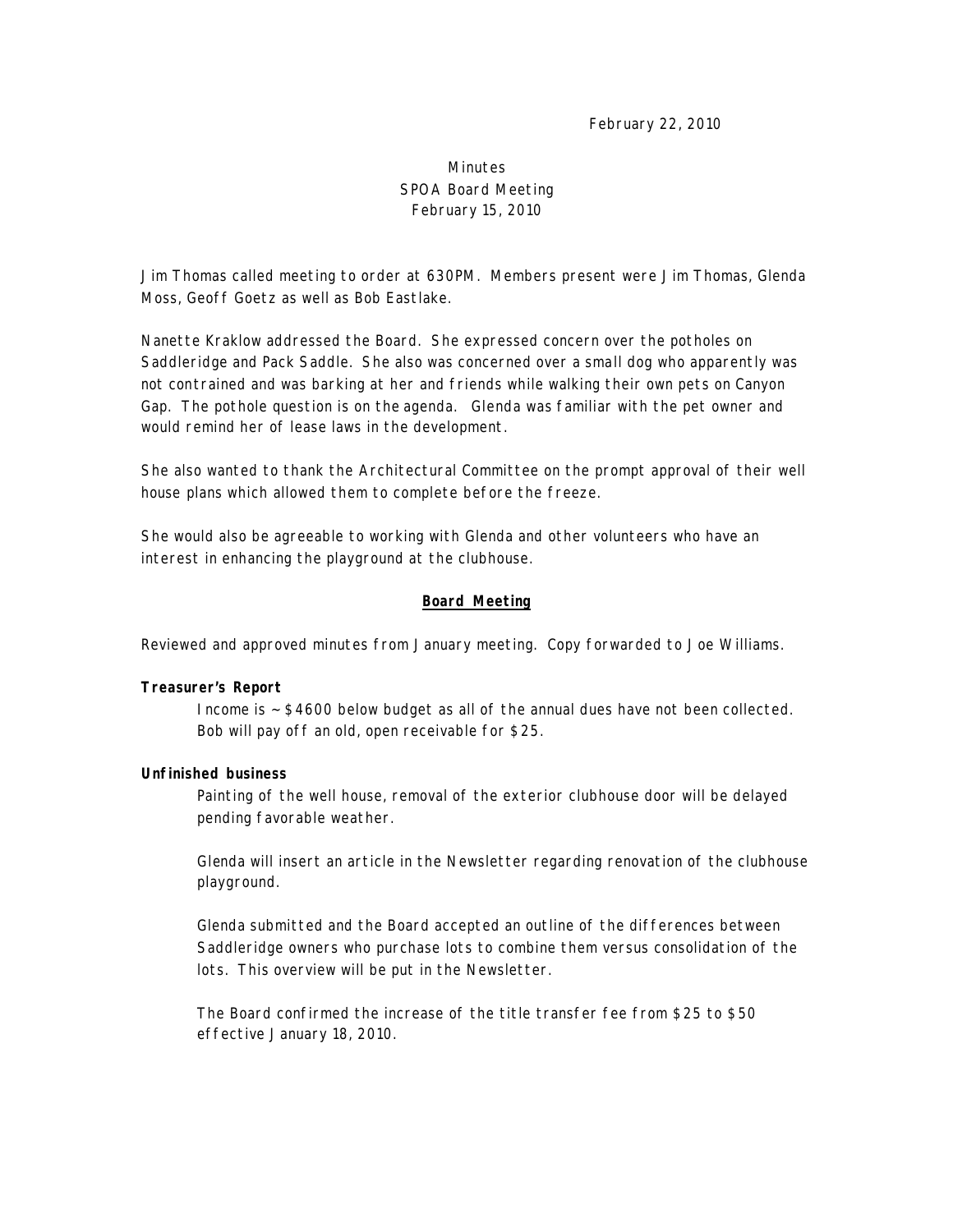February 22, 2010

Minutes
SPOA Board Meeting
February 15, 2010

Jim Thomas called meeting to order at 630PM. Members present were Jim Thomas, Glenda Moss, Geoff Goetz as well as Bob Eastlake.

Nanette Kraklow addressed the Board. She expressed concern over the potholes on Saddleridge and Pack Saddle. She also was concerned over a small dog who apparently was not contrained and was barking at her and friends while walking their own pets on Canyon Gap. The pothole question is on the agenda. Glenda was familiar with the pet owner and would remind her of lease laws in the development.

She also wanted to thank the Architectural Committee on the prompt approval of their well house plans which allowed them to complete before the freeze.

She would also be agreeable to working with Glenda and other volunteers who have an interest in enhancing the playground at the clubhouse.

## Board Meeting

Reviewed and approved minutes from January meeting. Copy forwarded to Joe Williams.

**Treasurer's Report**

Income is ~ $4600 below budget as all of the annual dues have not been collected. Bob will pay off an old, open receivable for $25.

**Unfinished business**

Painting of the well house, removal of the exterior clubhouse door will be delayed pending favorable weather.

Glenda will insert an article in the Newsletter regarding renovation of the clubhouse playground.

Glenda submitted and the Board accepted an outline of the differences between Saddleridge owners who purchase lots to combine them versus consolidation of the lots. This overview will be put in the Newsletter.

The Board confirmed the increase of the title transfer fee from $25 to $50 effective January 18, 2010.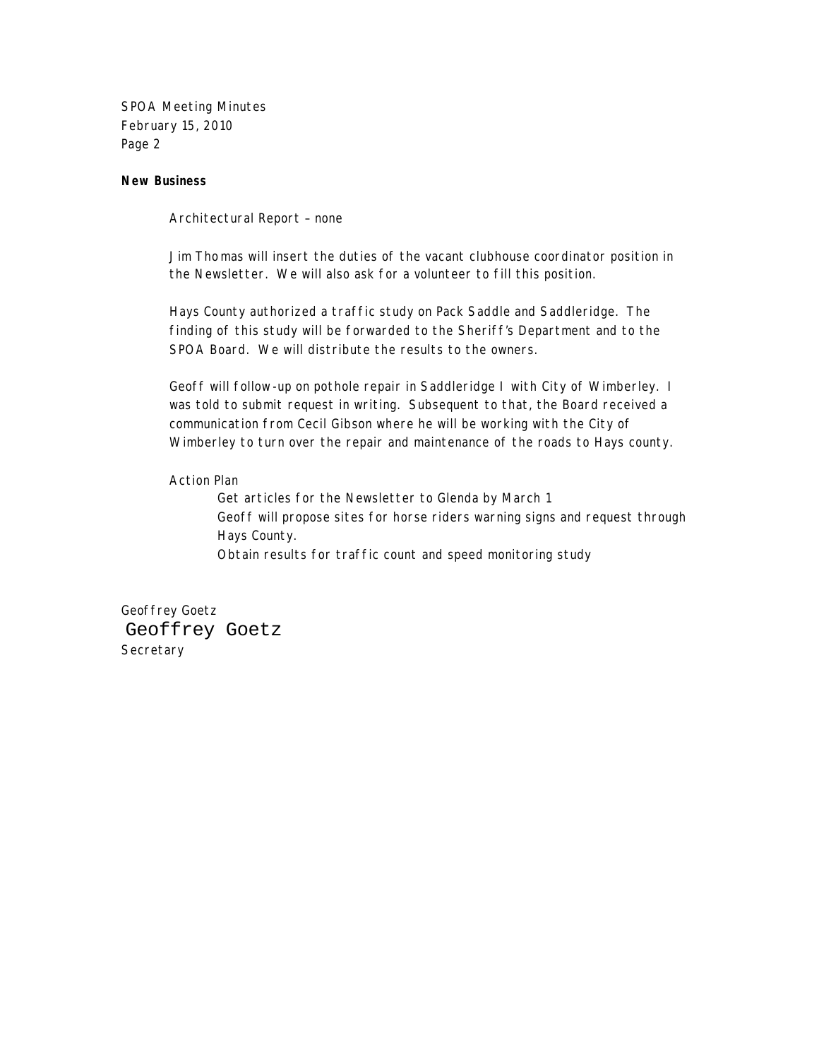**New Business**

Architectural Report – none

Jim Thomas will insert the duties of the vacant clubhouse coordinator position in the Newsletter. We will also ask for a volunteer to fill this position.

Hays County authorized a traffic study on Pack Saddle and Saddleridge. The finding of this study will be forwarded to the Sheriff's Department and to the SPOA Board. We will distribute the results to the owners.

Geoff will follow-up on pothole repair in Saddleridge I with City of Wimberley. I was told to submit request in writing. Subsequent to that, the Board received a communication from Cecil Gibson where he will be working with the City of Wimberley to turn over the repair and maintenance of the roads to Hays county.

Action Plan

- Get articles for the Newsletter to Glenda by March 1
- Geoff will propose sites for horse riders warning signs and request through Hays County.
- Obtain results for traffic count and speed monitoring study

Geoffrey Goetz
Geoffrey Goetz
Secretary